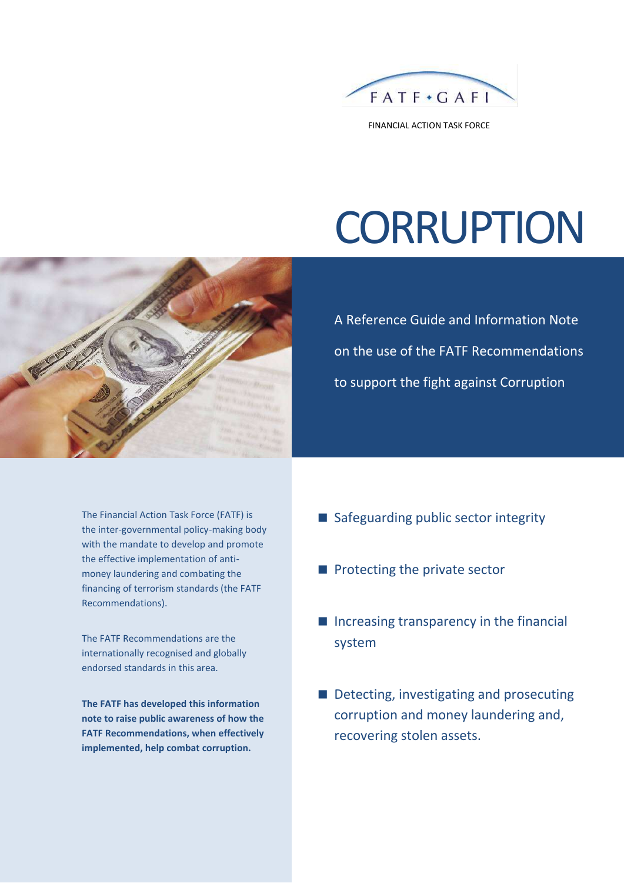FATF • GAFI

FINANCIAL ACTION TASK FORCE

# CORRUPTION

A Reference Guide and Information Note on the use of the FATF Recommendations to support the fight against Corruption

The Financial Action Task Force (FATF) is the inter-governmental policy-making body with the mandate to develop and promote the effective implementation of anti-money laundering and combating the financing of terrorism standards (the FATF Recommendations).

The FATF Recommendations are the internationally recognised and globally endorsed standards in this area.

**The FATF has developed this information note to raise public awareness of how the FATF Recommendations, when effectively implemented, help combat corruption.**

- Safeguarding public sector integrity
- Protecting the private sector
- Increasing transparency in the financial system
- Detecting, investigating and prosecuting corruption and money laundering and, recovering stolen assets.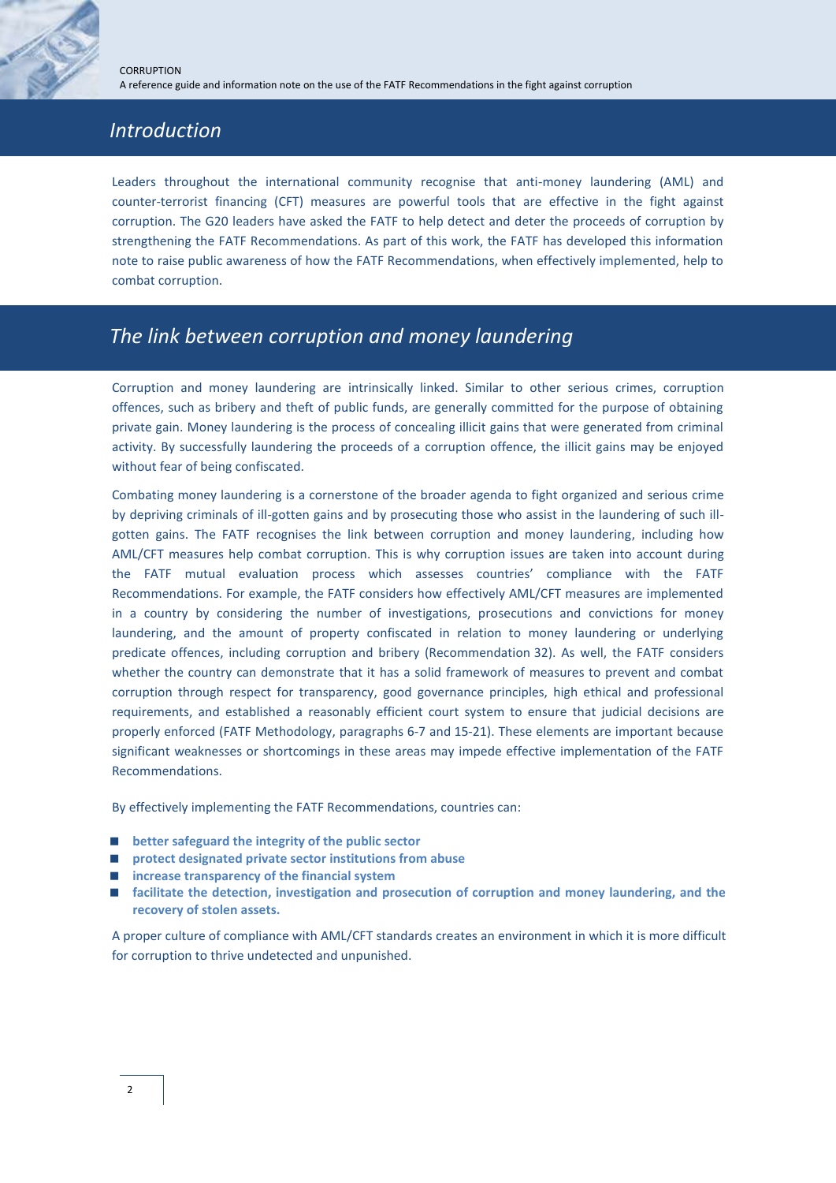## Introduction

Leaders throughout the international community recognise that anti-money laundering (AML) and counter-terrorist financing (CFT) measures are powerful tools that are effective in the fight against corruption. The G20 leaders have asked the FATF to help detect and deter the proceeds of corruption by strengthening the FATF Recommendations. As part of this work, the FATF has developed this information note to raise public awareness of how the FATF Recommendations, when effectively implemented, help to combat corruption.

## The link between corruption and money laundering

Corruption and money laundering are intrinsically linked. Similar to other serious crimes, corruption offences, such as bribery and theft of public funds, are generally committed for the purpose of obtaining private gain. Money laundering is the process of concealing illicit gains that were generated from criminal activity. By successfully laundering the proceeds of a corruption offence, the illicit gains may be enjoyed without fear of being confiscated.

Combating money laundering is a cornerstone of the broader agenda to fight organized and serious crime by depriving criminals of ill-gotten gains and by prosecuting those who assist in the laundering of such ill-gotten gains. The FATF recognises the link between corruption and money laundering, including how AML/CFT measures help combat corruption. This is why corruption issues are taken into account during the FATF mutual evaluation process which assesses countries' compliance with the FATF Recommendations. For example, the FATF considers how effectively AML/CFT measures are implemented in a country by considering the number of investigations, prosecutions and convictions for money laundering, and the amount of property confiscated in relation to money laundering or underlying predicate offences, including corruption and bribery (Recommendation 32). As well, the FATF considers whether the country can demonstrate that it has a solid framework of measures to prevent and combat corruption through respect for transparency, good governance principles, high ethical and professional requirements, and established a reasonably efficient court system to ensure that judicial decisions are properly enforced (FATF Methodology, paragraphs 6-7 and 15-21). These elements are important because significant weaknesses or shortcomings in these areas may impede effective implementation of the FATF Recommendations.

By effectively implementing the FATF Recommendations, countries can:

- **better safeguard the integrity of the public sector**
- **protect designated private sector institutions from abuse**
- **increase transparency of the financial system**
- **facilitate the detection, investigation and prosecution of corruption and money laundering, and the recovery of stolen assets.**

A proper culture of compliance with AML/CFT standards creates an environment in which it is more difficult for corruption to thrive undetected and unpunished.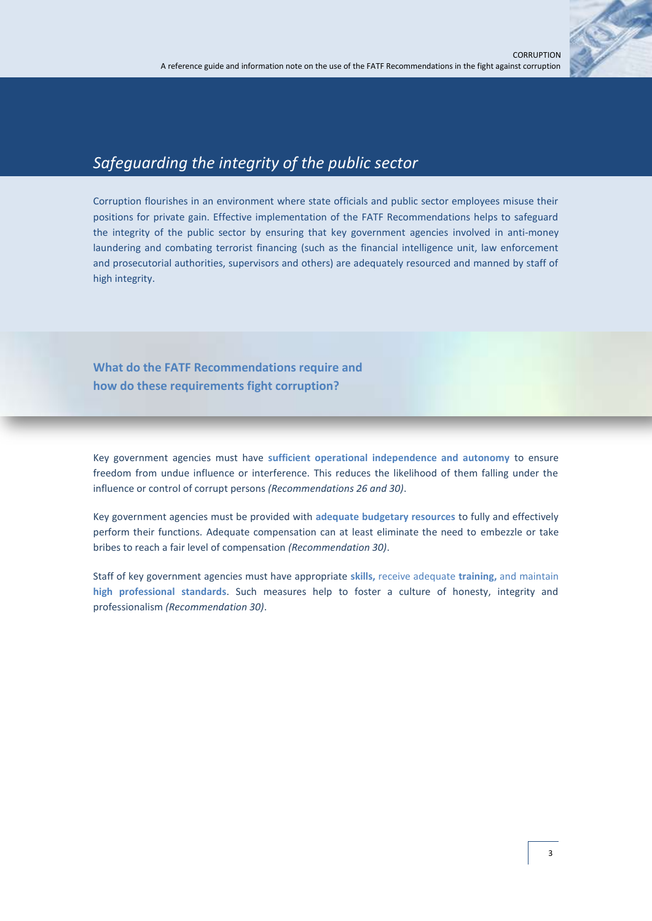## *Safeguarding the integrity of the public sector*

Corruption flourishes in an environment where state officials and public sector employees misuse their positions for private gain. Effective implementation of the FATF Recommendations helps to safeguard the integrity of the public sector by ensuring that key government agencies involved in anti-money laundering and combating terrorist financing (such as the financial intelligence unit, law enforcement and prosecutorial authorities, supervisors and others) are adequately resourced and manned by staff of high integrity.

### What do the FATF Recommendations require and how do these requirements fight corruption?

Key government agencies must have **sufficient operational independence and autonomy** to ensure freedom from undue influence or interference. This reduces the likelihood of them falling under the influence or control of corrupt persons *(Recommendations 26 and 30)*.

Key government agencies must be provided with **adequate budgetary resources** to fully and effectively perform their functions. Adequate compensation can at least eliminate the need to embezzle or take bribes to reach a fair level of compensation *(Recommendation 30)*.

Staff of key government agencies must have appropriate **skills,** receive adequate **training,** and maintain **high professional standards**. Such measures help to foster a culture of honesty, integrity and professionalism *(Recommendation 30)*.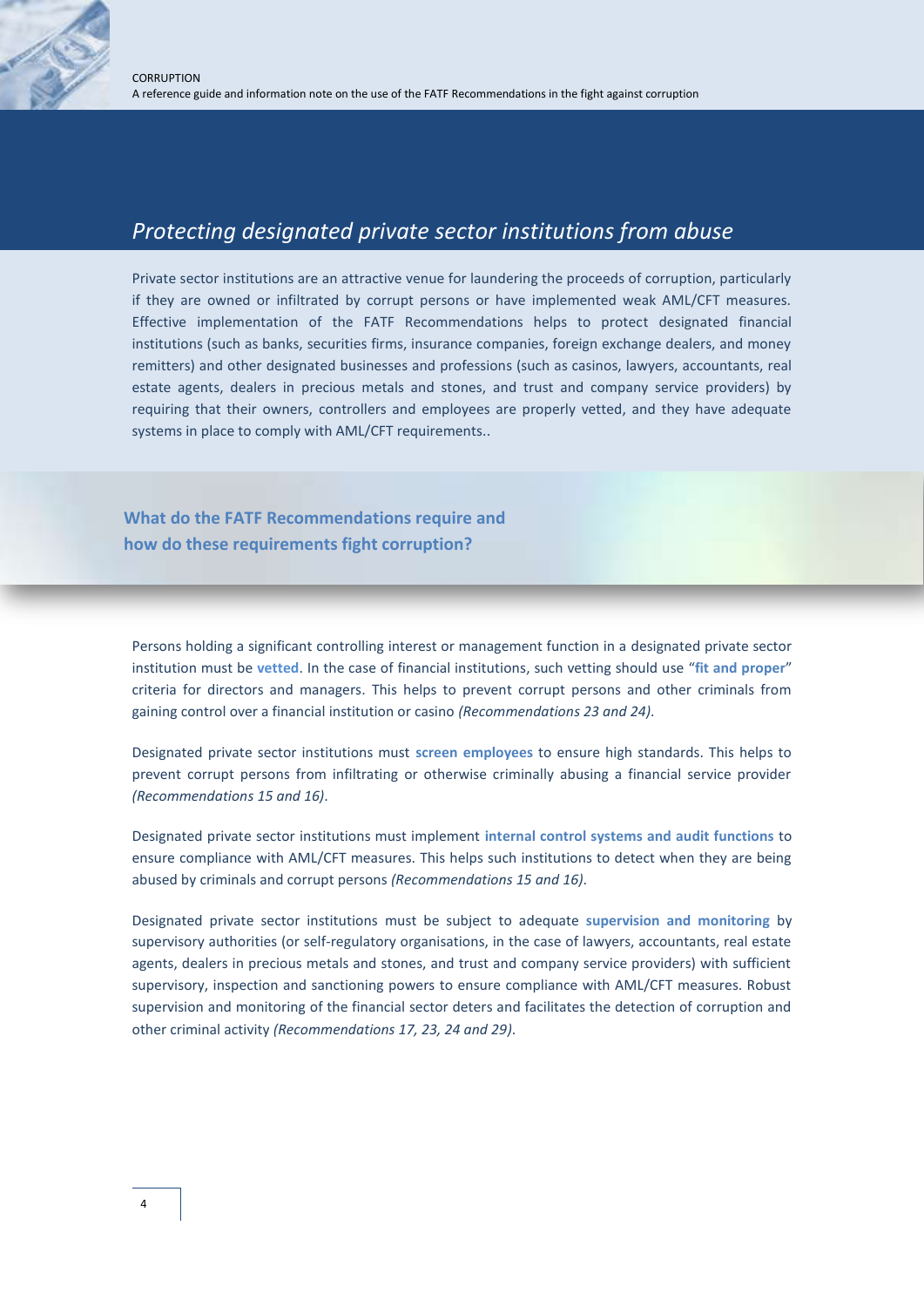## *Protecting designated private sector institutions from abuse*

Private sector institutions are an attractive venue for laundering the proceeds of corruption, particularly if they are owned or infiltrated by corrupt persons or have implemented weak AML/CFT measures. Effective implementation of the FATF Recommendations helps to protect designated financial institutions (such as banks, securities firms, insurance companies, foreign exchange dealers, and money remitters) and other designated businesses and professions (such as casinos, lawyers, accountants, real estate agents, dealers in precious metals and stones, and trust and company service providers) by requiring that their owners, controllers and employees are properly vetted, and they have adequate systems in place to comply with AML/CFT requirements..

### What do the FATF Recommendations require and how do these requirements fight corruption?

Persons holding a significant controlling interest or management function in a designated private sector institution must be **vetted**. In the case of financial institutions, such vetting should use "**fit and proper**" criteria for directors and managers. This helps to prevent corrupt persons and other criminals from gaining control over a financial institution or casino *(Recommendations 23 and 24)*.

Designated private sector institutions must **screen employees** to ensure high standards. This helps to prevent corrupt persons from infiltrating or otherwise criminally abusing a financial service provider *(Recommendations 15 and 16)*.

Designated private sector institutions must implement **internal control systems and audit functions** to ensure compliance with AML/CFT measures. This helps such institutions to detect when they are being abused by criminals and corrupt persons *(Recommendations 15 and 16)*.

Designated private sector institutions must be subject to adequate **supervision and monitoring** by supervisory authorities (or self-regulatory organisations, in the case of lawyers, accountants, real estate agents, dealers in precious metals and stones, and trust and company service providers) with sufficient supervisory, inspection and sanctioning powers to ensure compliance with AML/CFT measures. Robust supervision and monitoring of the financial sector deters and facilitates the detection of corruption and other criminal activity *(Recommendations 17, 23, 24 and 29)*.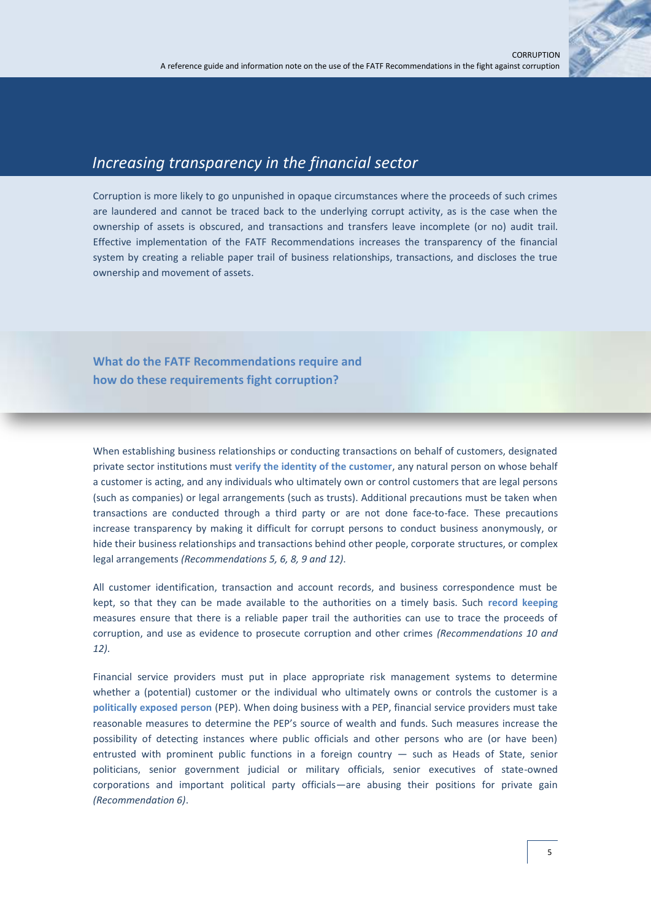## *Increasing transparency in the financial sector*

Corruption is more likely to go unpunished in opaque circumstances where the proceeds of such crimes are laundered and cannot be traced back to the underlying corrupt activity, as is the case when the ownership of assets is obscured, and transactions and transfers leave incomplete (or no) audit trail. Effective implementation of the FATF Recommendations increases the transparency of the financial system by creating a reliable paper trail of business relationships, transactions, and discloses the true ownership and movement of assets.

### What do the FATF Recommendations require and how do these requirements fight corruption?

When establishing business relationships or conducting transactions on behalf of customers, designated private sector institutions must **verify the identity of the customer**, any natural person on whose behalf a customer is acting, and any individuals who ultimately own or control customers that are legal persons (such as companies) or legal arrangements (such as trusts). Additional precautions must be taken when transactions are conducted through a third party or are not done face-to-face. These precautions increase transparency by making it difficult for corrupt persons to conduct business anonymously, or hide their business relationships and transactions behind other people, corporate structures, or complex legal arrangements *(Recommendations 5, 6, 8, 9 and 12)*.

All customer identification, transaction and account records, and business correspondence must be kept, so that they can be made available to the authorities on a timely basis. Such **record keeping** measures ensure that there is a reliable paper trail the authorities can use to trace the proceeds of corruption, and use as evidence to prosecute corruption and other crimes *(Recommendations 10 and 12)*.

Financial service providers must put in place appropriate risk management systems to determine whether a (potential) customer or the individual who ultimately owns or controls the customer is a **politically exposed person** (PEP). When doing business with a PEP, financial service providers must take reasonable measures to determine the PEP's source of wealth and funds. Such measures increase the possibility of detecting instances where public officials and other persons who are (or have been) entrusted with prominent public functions in a foreign country — such as Heads of State, senior politicians, senior government judicial or military officials, senior executives of state-owned corporations and important political party officials—are abusing their positions for private gain *(Recommendation 6)*.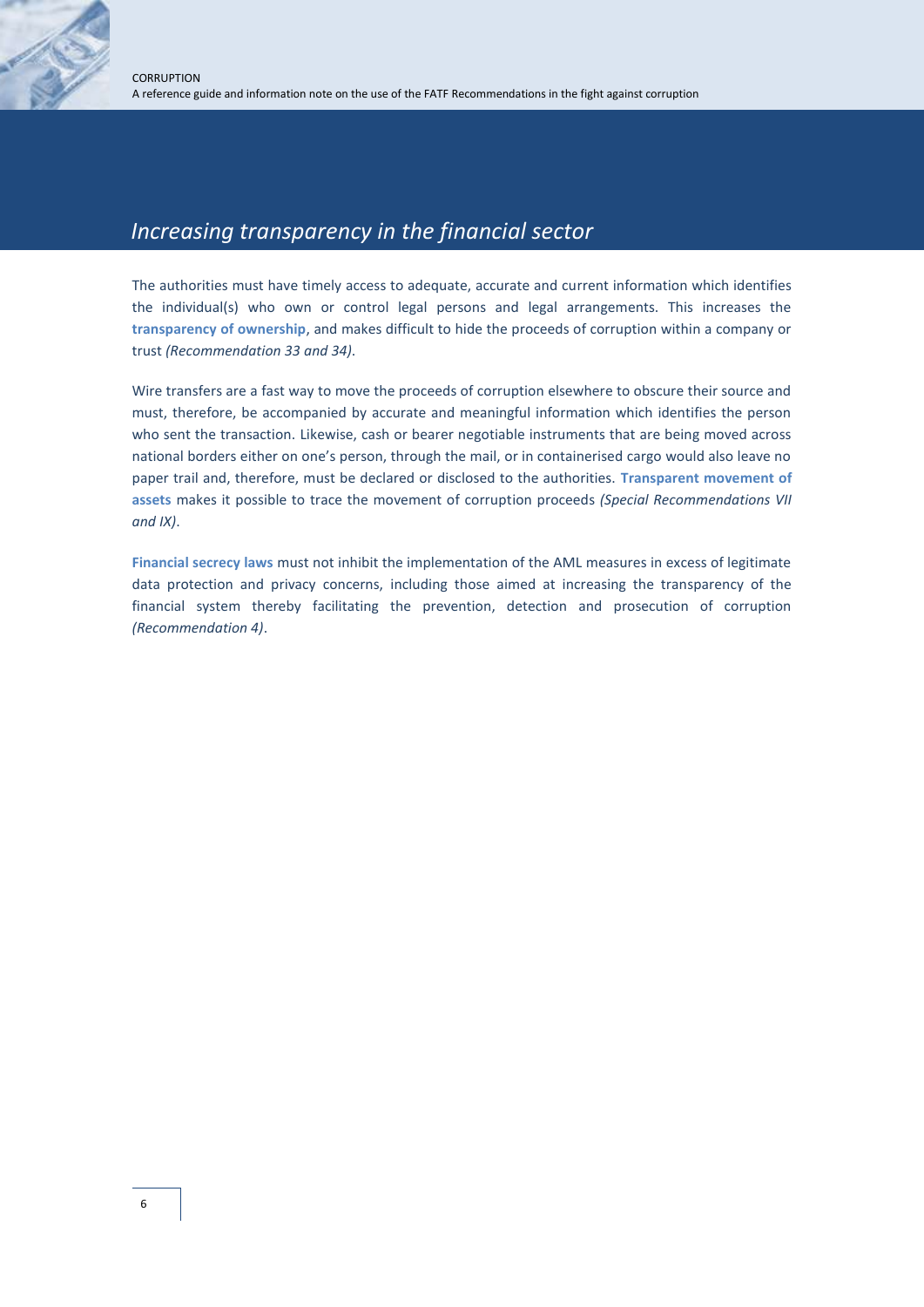## *Increasing transparency in the financial sector*

The authorities must have timely access to adequate, accurate and current information which identifies the individual(s) who own or control legal persons and legal arrangements. This increases the **transparency of ownership**, and makes difficult to hide the proceeds of corruption within a company or trust *(Recommendation 33 and 34)*.

Wire transfers are a fast way to move the proceeds of corruption elsewhere to obscure their source and must, therefore, be accompanied by accurate and meaningful information which identifies the person who sent the transaction. Likewise, cash or bearer negotiable instruments that are being moved across national borders either on one's person, through the mail, or in containerised cargo would also leave no paper trail and, therefore, must be declared or disclosed to the authorities. **Transparent movement of assets** makes it possible to trace the movement of corruption proceeds *(Special Recommendations VII and IX)*.

**Financial secrecy laws** must not inhibit the implementation of the AML measures in excess of legitimate data protection and privacy concerns, including those aimed at increasing the transparency of the financial system thereby facilitating the prevention, detection and prosecution of corruption *(Recommendation 4)*.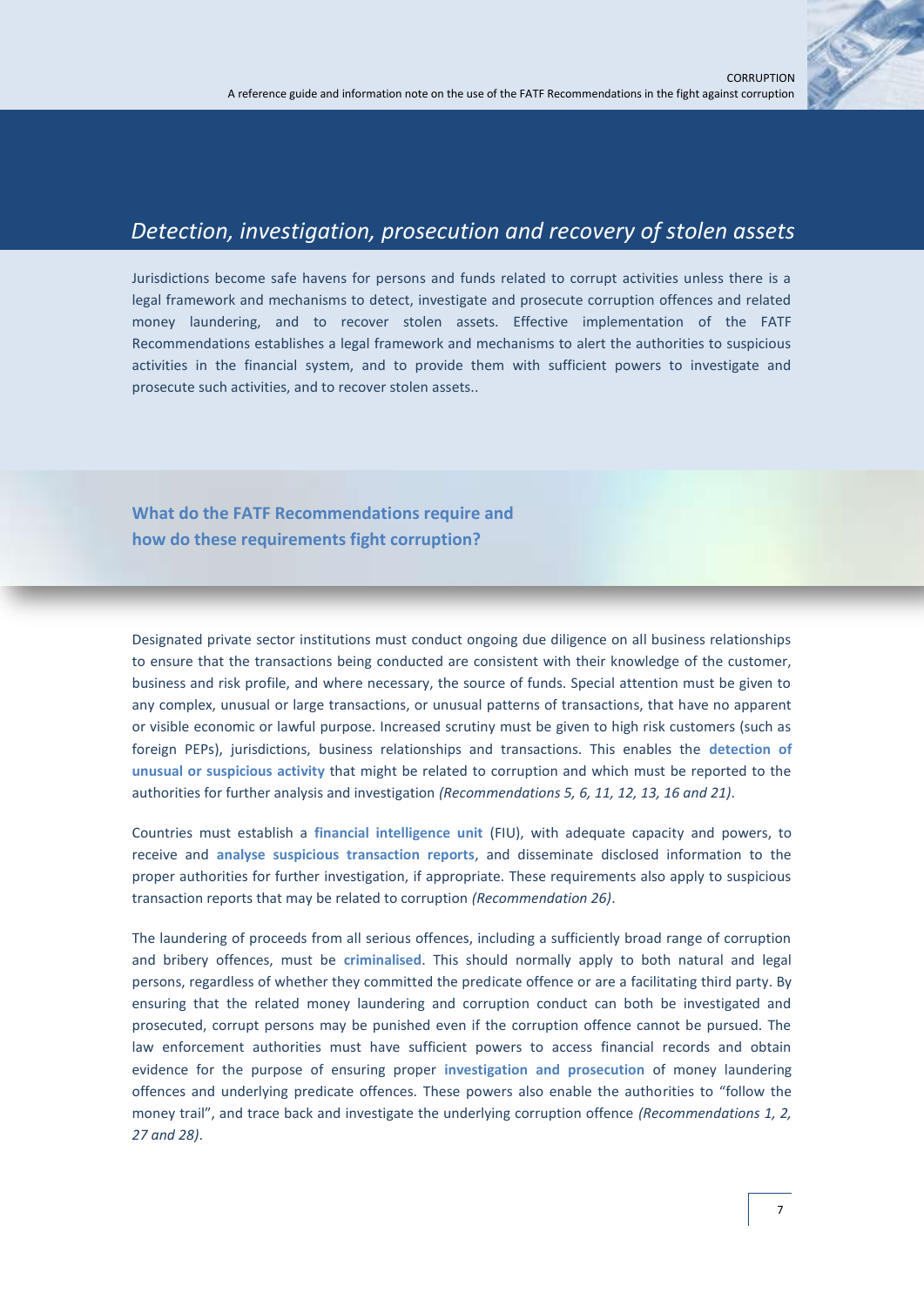## *Detection, investigation, prosecution and recovery of stolen assets*

Jurisdictions become safe havens for persons and funds related to corrupt activities unless there is a legal framework and mechanisms to detect, investigate and prosecute corruption offences and related money laundering, and to recover stolen assets. Effective implementation of the FATF Recommendations establishes a legal framework and mechanisms to alert the authorities to suspicious activities in the financial system, and to provide them with sufficient powers to investigate and prosecute such activities, and to recover stolen assets..

### What do the FATF Recommendations require and how do these requirements fight corruption?

Designated private sector institutions must conduct ongoing due diligence on all business relationships to ensure that the transactions being conducted are consistent with their knowledge of the customer, business and risk profile, and where necessary, the source of funds. Special attention must be given to any complex, unusual or large transactions, or unusual patterns of transactions, that have no apparent or visible economic or lawful purpose. Increased scrutiny must be given to high risk customers (such as foreign PEPs), jurisdictions, business relationships and transactions. This enables the **detection of unusual or suspicious activity** that might be related to corruption and which must be reported to the authorities for further analysis and investigation *(Recommendations 5, 6, 11, 12, 13, 16 and 21)*.

Countries must establish a **financial intelligence unit** (FIU), with adequate capacity and powers, to receive and **analyse suspicious transaction reports**, and disseminate disclosed information to the proper authorities for further investigation, if appropriate. These requirements also apply to suspicious transaction reports that may be related to corruption *(Recommendation 26)*.

The laundering of proceeds from all serious offences, including a sufficiently broad range of corruption and bribery offences, must be **criminalised**. This should normally apply to both natural and legal persons, regardless of whether they committed the predicate offence or are a facilitating third party. By ensuring that the related money laundering and corruption conduct can both be investigated and prosecuted, corrupt persons may be punished even if the corruption offence cannot be pursued. The law enforcement authorities must have sufficient powers to access financial records and obtain evidence for the purpose of ensuring proper **investigation and prosecution** of money laundering offences and underlying predicate offences. These powers also enable the authorities to "follow the money trail", and trace back and investigate the underlying corruption offence *(Recommendations 1, 2, 27 and 28)*.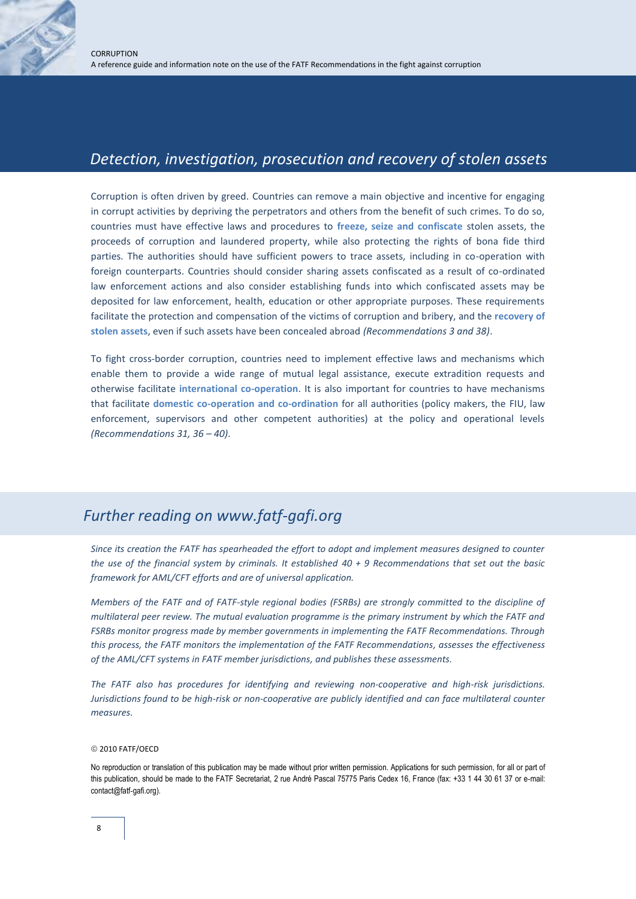## *Detection, investigation, prosecution and recovery of stolen assets*

Corruption is often driven by greed. Countries can remove a main objective and incentive for engaging in corrupt activities by depriving the perpetrators and others from the benefit of such crimes. To do so, countries must have effective laws and procedures to **freeze, seize and confiscate** stolen assets, the proceeds of corruption and laundered property, while also protecting the rights of bona fide third parties. The authorities should have sufficient powers to trace assets, including in co-operation with foreign counterparts. Countries should consider sharing assets confiscated as a result of co-ordinated law enforcement actions and also consider establishing funds into which confiscated assets may be deposited for law enforcement, health, education or other appropriate purposes. These requirements facilitate the protection and compensation of the victims of corruption and bribery, and the **recovery of stolen assets**, even if such assets have been concealed abroad *(Recommendations 3 and 38)*.

To fight cross-border corruption, countries need to implement effective laws and mechanisms which enable them to provide a wide range of mutual legal assistance, execute extradition requests and otherwise facilitate **international co-operation**. It is also important for countries to have mechanisms that facilitate **domestic co-operation and co-ordination** for all authorities (policy makers, the FIU, law enforcement, supervisors and other competent authorities) at the policy and operational levels *(Recommendations 31, 36 – 40)*.

## *Further reading on www.fatf-gafi.org*

*Since its creation the FATF has spearheaded the effort to adopt and implement measures designed to counter the use of the financial system by criminals. It established 40 + 9 Recommendations that set out the basic framework for AML/CFT efforts and are of universal application.*

*Members of the FATF and of FATF-style regional bodies (FSRBs) are strongly committed to the discipline of multilateral peer review. The mutual evaluation programme is the primary instrument by which the FATF and FSRBs monitor progress made by member governments in implementing the FATF Recommendations. Through this process, the FATF monitors the implementation of the FATF Recommendations, assesses the effectiveness of the AML/CFT systems in FATF member jurisdictions, and publishes these assessments.*

*The FATF also has procedures for identifying and reviewing non-cooperative and high-risk jurisdictions. Jurisdictions found to be high-risk or non-cooperative are publicly identified and can face multilateral counter measures.*

© 2010 FATF/OECD

No reproduction or translation of this publication may be made without prior written permission. Applications for such permission, for all or part of this publication, should be made to the FATF Secretariat, 2 rue André Pascal 75775 Paris Cedex 16, France (fax: +33 1 44 30 61 37 or e-mail: contact@fatf-gafi.org).